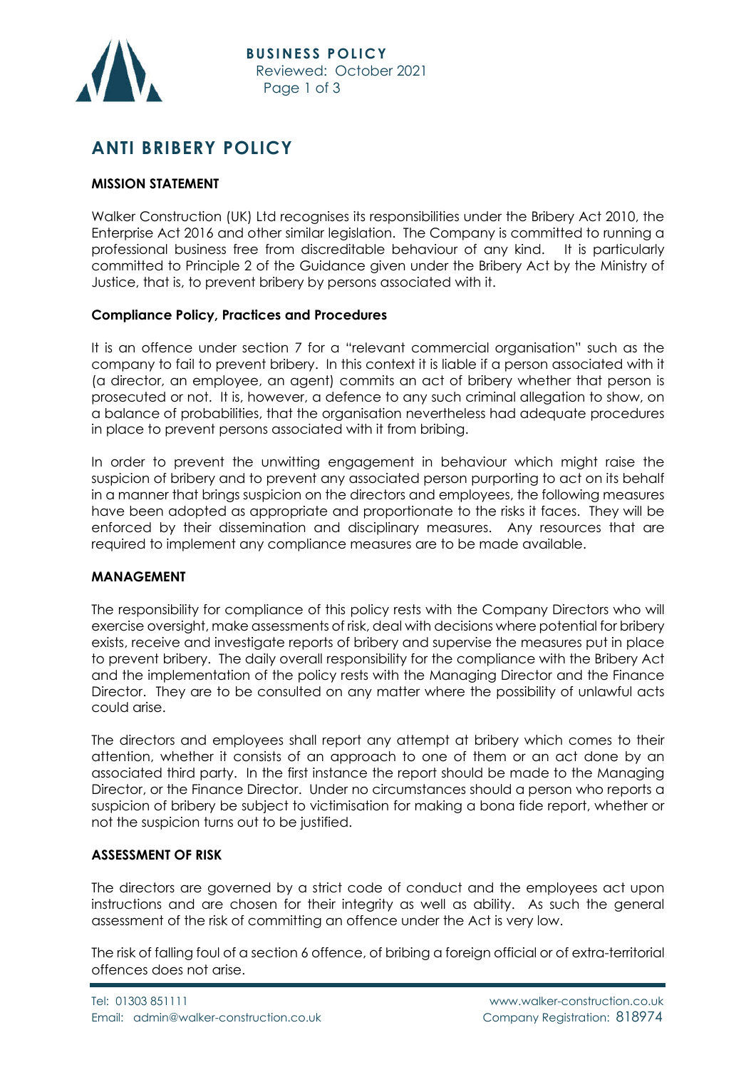# ANTI BRIBERY POLICY

## MISSION STATEMENT

Walker Construction (UK) Ltd recognises its responsibilities under the Bribery Act 2010, the Enterprise Act 2016 and other similar legislation. The Company is committed to running a professional business free from discreditable behaviour of any kind. It is particularly committed to Principle 2 of the Guidance given under the Bribery Act by the Ministry of Justice, that is, to prevent bribery by persons associated with it.

## Compliance Policy, Practices and Procedures

It is an offence under section 7 for a "relevant commercial organisation" such as the company to fail to prevent bribery. In this context it is liable if a person associated with it (a director, an employee, an agent) commits an act of bribery whether that person is prosecuted or not. It is, however, a defence to any such criminal allegation to show, on a balance of probabilities, that the organisation nevertheless had adequate procedures in place to prevent persons associated with it from bribing.

In order to prevent the unwitting engagement in behaviour which might raise the suspicion of bribery and to prevent any associated person purporting to act on its behalf in a manner that brings suspicion on the directors and employees, the following measures have been adopted as appropriate and proportionate to the risks it faces. They will be enforced by their dissemination and disciplinary measures. Any resources that are required to implement any compliance measures are to be made available.

## MANAGEMENT

The responsibility for compliance of this policy rests with the Company Directors who will exercise oversight, make assessments of risk, deal with decisions where potential for bribery exists, receive and investigate reports of bribery and supervise the measures put in place to prevent bribery. The daily overall responsibility for the compliance with the Bribery Act and the implementation of the policy rests with the Managing Director and the Finance Director. They are to be consulted on any matter where the possibility of unlawful acts could arise.

The directors and employees shall report any attempt at bribery which comes to their attention, whether it consists of an approach to one of them or an act done by an associated third party. In the first instance the report should be made to the Managing Director, or the Finance Director. Under no circumstances should a person who reports a suspicion of bribery be subject to victimisation for making a bona fide report, whether or not the suspicion turns out to be justified.

## ASSESSMENT OF RISK

The directors are governed by a strict code of conduct and the employees act upon instructions and are chosen for their integrity as well as ability. As such the general assessment of the risk of committing an offence under the Act is very low.

The risk of falling foul of a section 6 offence, of bribing a foreign official or of extra-territorial offences does not arise.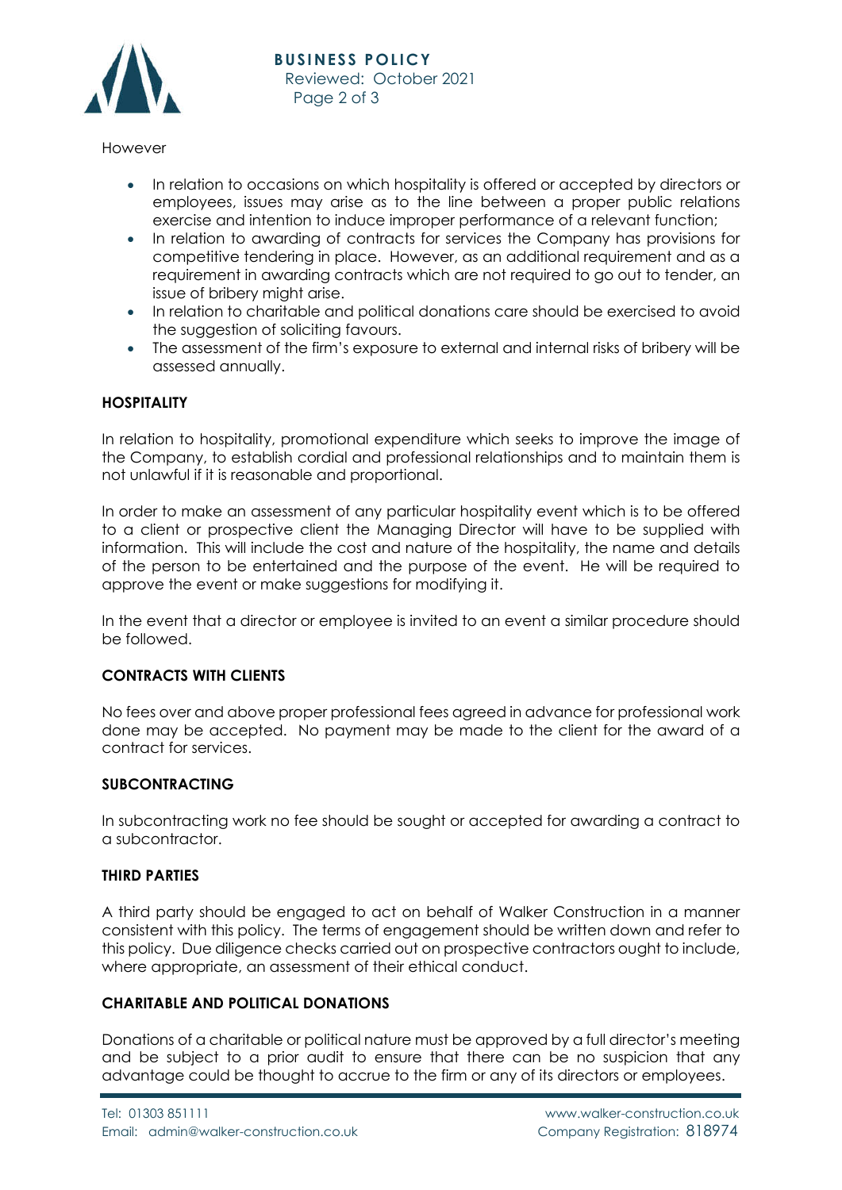However

- In relation to occasions on which hospitality is offered or accepted by directors or employees, issues may arise as to the line between a proper public relations exercise and intention to induce improper performance of a relevant function;
- In relation to awarding of contracts for services the Company has provisions for competitive tendering in place. However, as an additional requirement and as a requirement in awarding contracts which are not required to go out to tender, an issue of bribery might arise.
- In relation to charitable and political donations care should be exercised to avoid the suggestion of soliciting favours.
- The assessment of the firm's exposure to external and internal risks of bribery will be assessed annually.

**HOSPITALITY**

In relation to hospitality, promotional expenditure which seeks to improve the image of the Company, to establish cordial and professional relationships and to maintain them is not unlawful if it is reasonable and proportional.

In order to make an assessment of any particular hospitality event which is to be offered to a client or prospective client the Managing Director will have to be supplied with information. This will include the cost and nature of the hospitality, the name and details of the person to be entertained and the purpose of the event. He will be required to approve the event or make suggestions for modifying it.

In the event that a director or employee is invited to an event a similar procedure should be followed.

**CONTRACTS WITH CLIENTS**

No fees over and above proper professional fees agreed in advance for professional work done may be accepted. No payment may be made to the client for the award of a contract for services.

**SUBCONTRACTING**

In subcontracting work no fee should be sought or accepted for awarding a contract to a subcontractor.

**THIRD PARTIES**

A third party should be engaged to act on behalf of Walker Construction in a manner consistent with this policy. The terms of engagement should be written down and refer to this policy. Due diligence checks carried out on prospective contractors ought to include, where appropriate, an assessment of their ethical conduct.

**CHARITABLE AND POLITICAL DONATIONS**

Donations of a charitable or political nature must be approved by a full director's meeting and be subject to a prior audit to ensure that there can be no suspicion that any advantage could be thought to accrue to the firm or any of its directors or employees.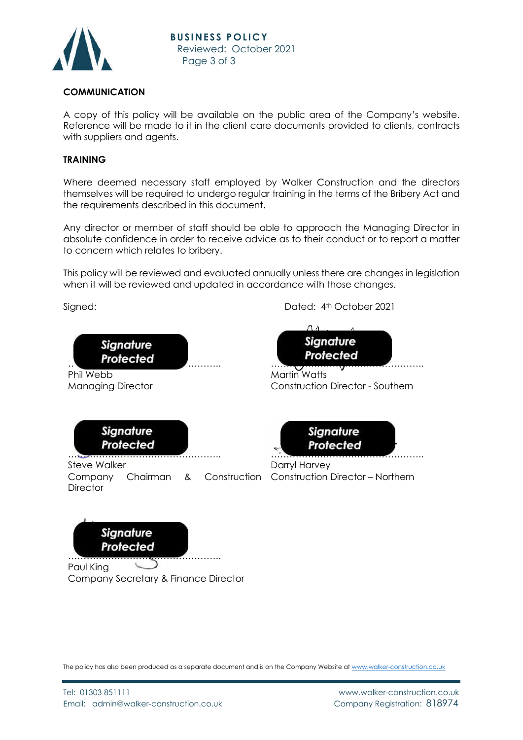## COMMUNICATION

A copy of this policy will be available on the public area of the Company's website. Reference will be made to it in the client care documents provided to clients, contracts with suppliers and agents.

## TRAINING

Where deemed necessary staff employed by Walker Construction and the directors themselves will be required to undergo regular training in the terms of the Bribery Act and the requirements described in this document.

Any director or member of staff should be able to approach the Managing Director in absolute confidence in order to receive advice as to their conduct or to report a matter to concern which relates to bribery.

This policy will be reviewed and evaluated annually unless there are changes in legislation when it will be reviewed and updated in accordance with those changes.

Signed: Dated: 4th October 2021

Signature Protected
Phil Webb
Managing Director

Signature Protected
Martin Watts
Construction Director - Southern

Signature Protected
Steve Walker
Company Chairman & Construction Director

Signature Protected
Darryl Harvey
Construction Director – Northern

Signature Protected
Paul King
Company Secretary & Finance Director

The policy has also been produced as a separate document and is on the Company Website at www.walker-construction.co.uk